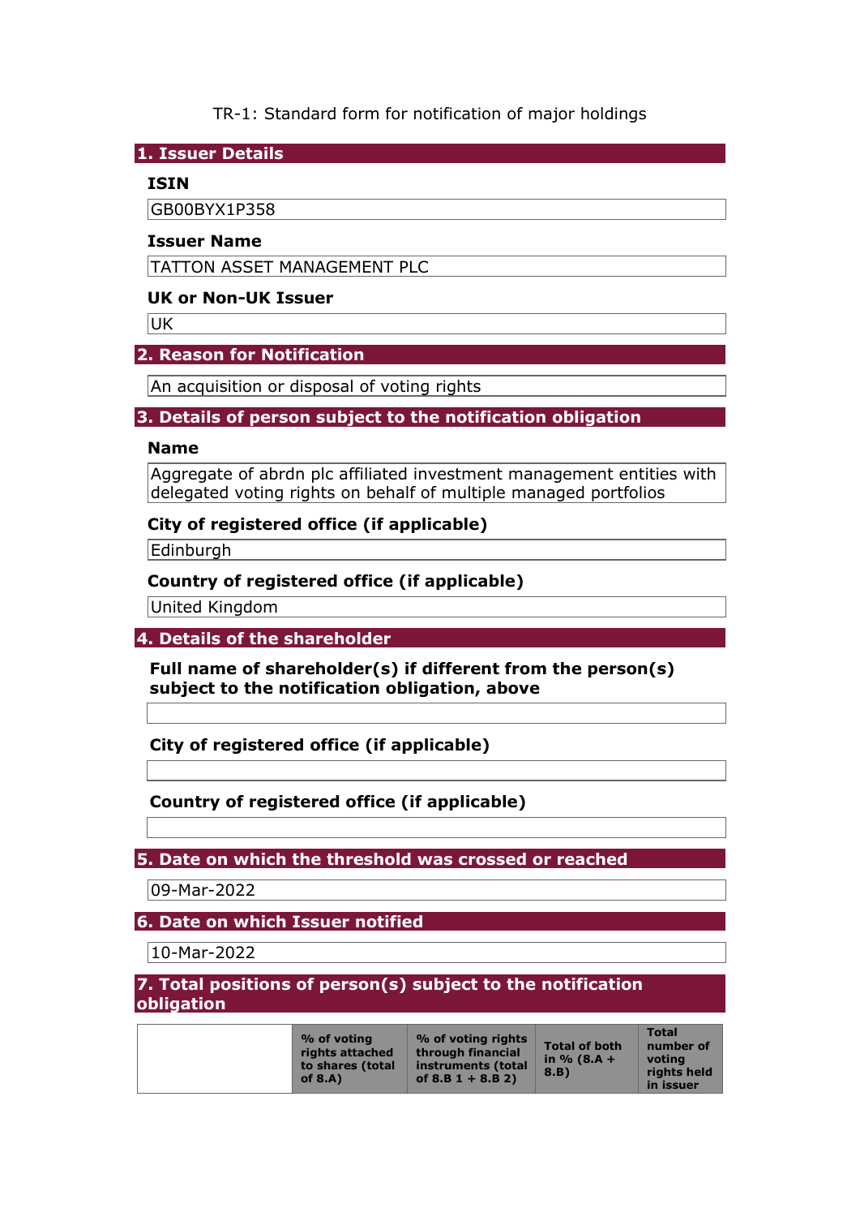TR-1: Standard form for notification of major holdings

## 1. Issuer Details

### ISIN

GB00BYX1P358

### Issuer Name

TATTON ASSET MANAGEMENT PLC

### UK or Non-UK Issuer

UK

## 2. Reason for Notification

An acquisition or disposal of voting rights

## 3. Details of person subject to the notification obligation

### Name

Aggregate of abrdn plc affiliated investment management entities with delegated voting rights on behalf of multiple managed portfolios

### City of registered office (if applicable)

Edinburgh

### Country of registered office (if applicable)

United Kingdom

## 4. Details of the shareholder

### Full name of shareholder(s) if different from the person(s) subject to the notification obligation, above

### City of registered office (if applicable)

### Country of registered office (if applicable)

## 5. Date on which the threshold was crossed or reached

09-Mar-2022

## 6. Date on which Issuer notified

10-Mar-2022

## 7. Total positions of person(s) subject to the notification obligation

| | % of voting rights attached to shares (total of 8.A) | % of voting rights through financial instruments (total of 8.B 1 + 8.B 2) | Total of both in % (8.A + 8.B) | Total number of voting rights held in issuer |
|---|---|---|---|---|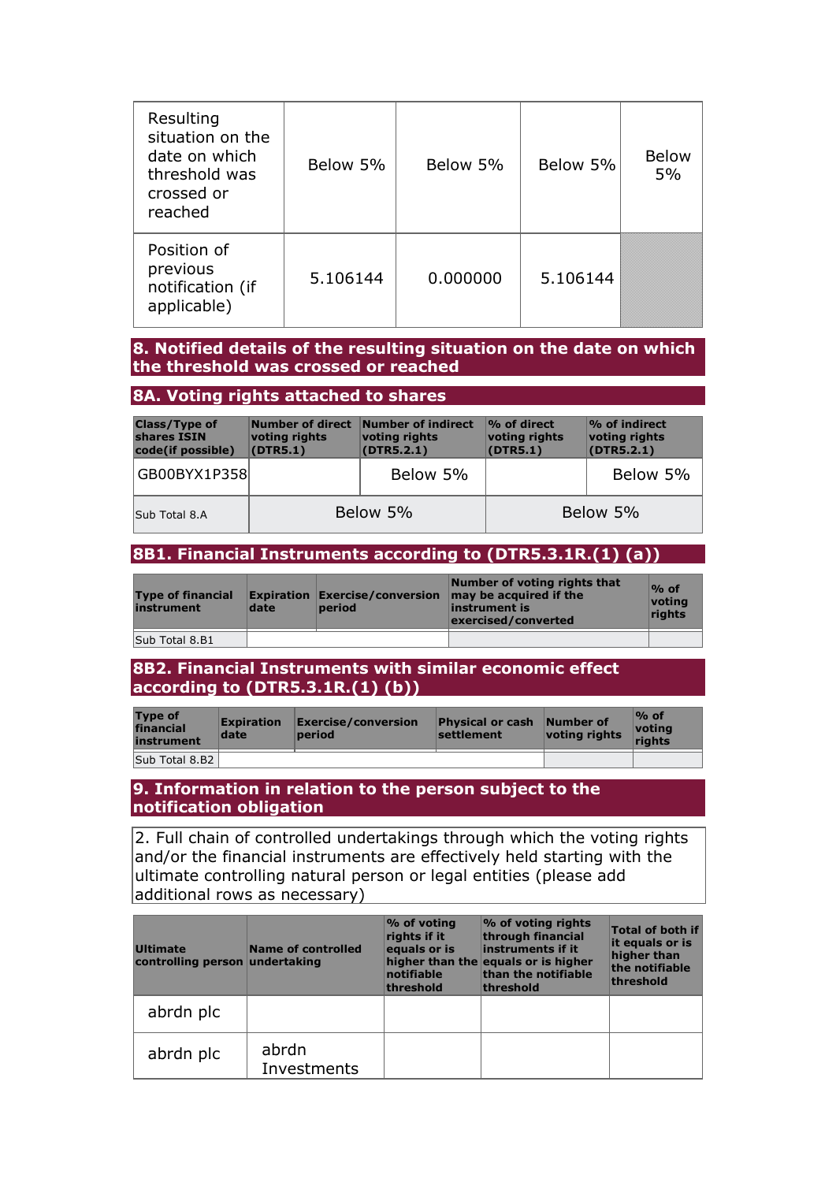| | | | | |
|---|---|---|---|---|
| Resulting situation on the date on which threshold was crossed or reached | Below 5% | Below 5% | Below 5% | Below 5% |
| Position of previous notification (if applicable) | 5.106144 | 0.000000 | 5.106144 | |

## 8. Notified details of the resulting situation on the date on which the threshold was crossed or reached

### 8A. Voting rights attached to shares

| Class/Type of shares ISIN code(if possible) | Number of direct voting rights (DTR5.1) | Number of indirect voting rights (DTR5.2.1) | % of direct voting rights (DTR5.1) | % of indirect voting rights (DTR5.2.1) |
|---|---|---|---|---|
| GB00BYX1P358 | | Below 5% | | Below 5% |
| Sub Total 8.A | Below 5% | | Below 5% | |

### 8B1. Financial Instruments according to (DTR5.3.1R.(1) (a))

| Type of financial instrument | Expiration date | Exercise/conversion period | Number of voting rights that may be acquired if the instrument is exercised/converted | % of voting rights |
|---|---|---|---|---|
| Sub Total 8.B1 | | | | |

### 8B2. Financial Instruments with similar economic effect according to (DTR5.3.1R.(1) (b))

| Type of financial instrument | Expiration date | Exercise/conversion period | Physical or cash settlement | Number of voting rights | % of voting rights |
|---|---|---|---|---|---|
| Sub Total 8.B2 | | | | | |

## 9. Information in relation to the person subject to the notification obligation

2. Full chain of controlled undertakings through which the voting rights and/or the financial instruments are effectively held starting with the ultimate controlling natural person or legal entities (please add additional rows as necessary)

| Ultimate controlling person | Name of controlled undertaking | % of voting rights if it equals or is higher than the notifiable threshold | % of voting rights through financial instruments if it equals or is higher than the notifiable threshold | Total of both if it equals or is higher than the notifiable threshold |
|---|---|---|---|---|
| abrdn plc | | | | |
| abrdn plc | abrdn Investments | | | |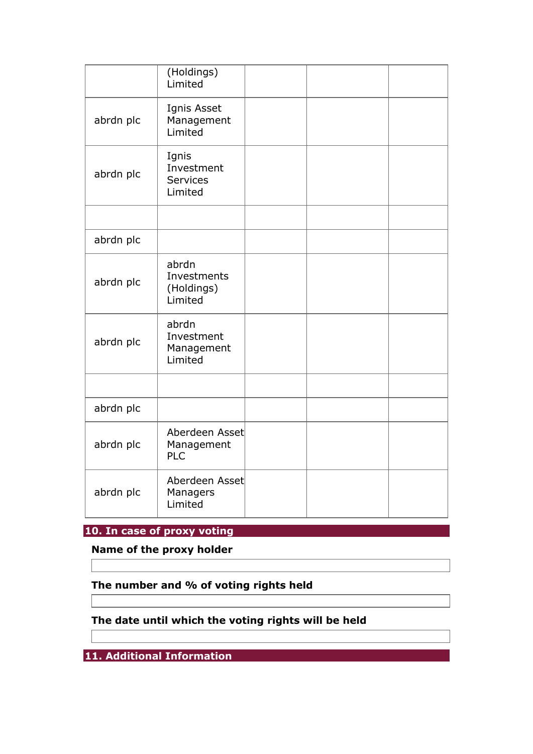| | | | | |
|---|---|---|---|---|
| | (Holdings) Limited | | | |
| abrdn plc | Ignis Asset Management Limited | | | |
| abrdn plc | Ignis Investment Services Limited | | | |
| | | | | |
| abrdn plc | | | | |
| abrdn plc | abrdn Investments (Holdings) Limited | | | |
| abrdn plc | abrdn Investment Management Limited | | | |
| | | | | |
| abrdn plc | | | | |
| abrdn plc | Aberdeen Asset Management PLC | | | |
| abrdn plc | Aberdeen Asset Managers Limited | | | |

## 10. In case of proxy voting

**Name of the proxy holder**

**The number and % of voting rights held**

**The date until which the voting rights will be held**

## 11. Additional Information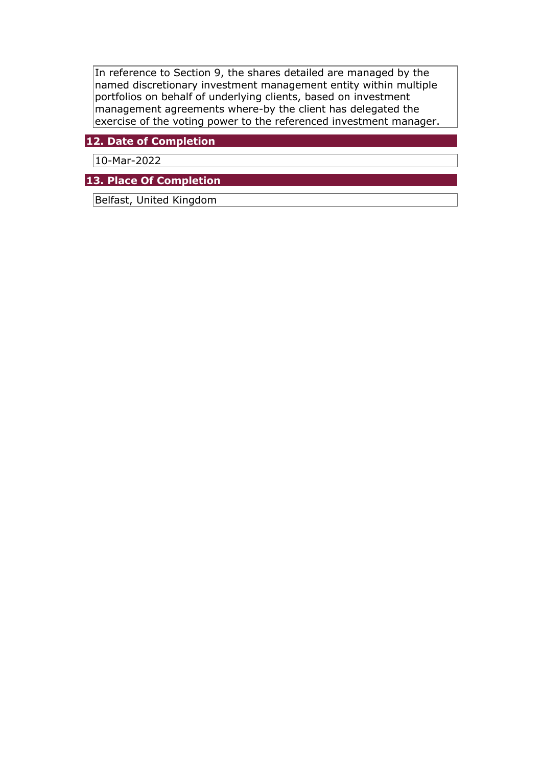In reference to Section 9, the shares detailed are managed by the named discretionary investment management entity within multiple portfolios on behalf of underlying clients, based on investment management agreements where-by the client has delegated the exercise of the voting power to the referenced investment manager.

## 12. Date of Completion

10-Mar-2022

## 13. Place Of Completion

Belfast, United Kingdom